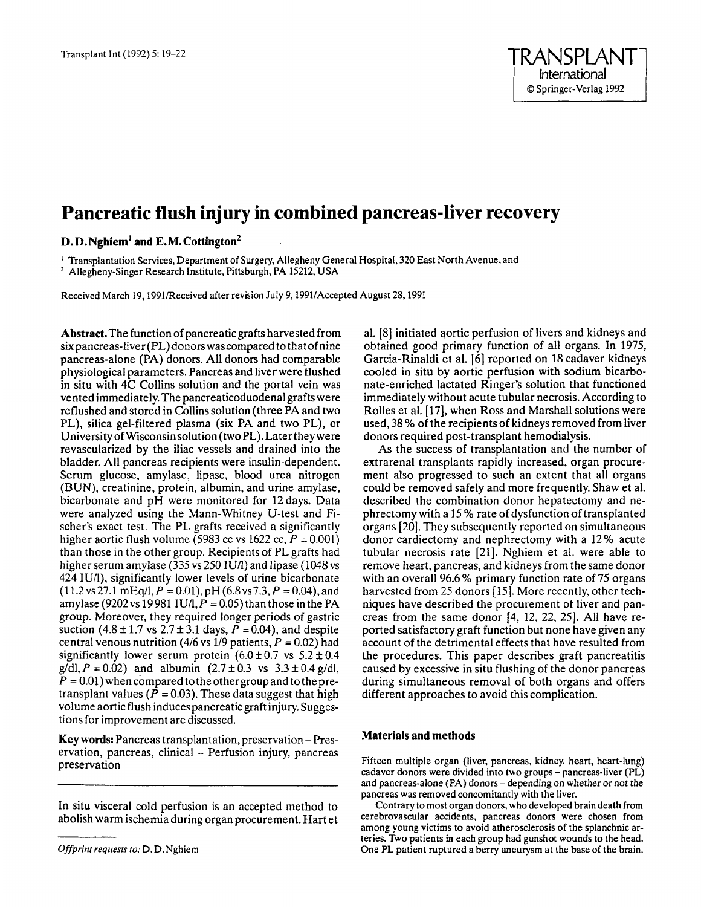# Pancreatic flush injury in combined pancreas-liver recovery

**D. D. Nghiem[1] and E. M. Cottington[2]**

[1] Transplantation Services, Department of Surgery, Allegheny General Hospital, 320 East North Avenue, and
[2] Allegheny-Singer Research Institute, Pittsburgh, PA 15212, USA

Received March 19, 1991/Received after revision July 9, 1991/Accepted August 28, 1991

**Abstract.** The function of pancreatic grafts harvested from six pancreas-liver (PL) donors was compared to that of nine pancreas-alone (PA) donors. All donors had comparable physiological parameters. Pancreas and liver were flushed in situ with 4C Collins solution and the portal vein was vented immediately. The pancreaticoduodenal grafts were reflushed and stored in Collins solution (three PA and two PL), silica gel-filtered plasma (six PA and two PL), or University of Wisconsin solution (two PL). Later they were revascularized by the iliac vessels and drained into the bladder. All pancreas recipients were insulin-dependent. Serum glucose, amylase, lipase, blood urea nitrogen (BUN), creatinine, protein, albumin, and urine amylase, bicarbonate and pH were monitored for 12 days. Data were analyzed using the Mann-Whitney U-test and Fischer's exact test. The PL grafts received a significantly higher aortic flush volume (5983 cc vs 1622 cc, $P = 0.001$) than those in the other group. Recipients of PL grafts had higher serum amylase (335 vs 250 IU/l) and lipase (1048 vs 424 IU/l), significantly lower levels of urine bicarbonate (11.2 vs 27.1 mEq/l, $P = 0.01$), pH (6.8 vs 7.3, $P = 0.04$), and amylase (9202 vs 19981 IU/l, $P = 0.05$) than those in the PA group. Moreover, they required longer periods of gastric suction ($4.8 \pm 1.7$ vs $2.7 \pm 3.1$ days, $P = 0.04$), and despite central venous nutrition (4/6 vs 1/9 patients, $P = 0.02$) had significantly lower serum protein ($6.0 \pm 0.7$ vs $5.2 \pm 0.4$ g/dl, $P = 0.02$) and albumin ($2.7 \pm 0.3$ vs $3.3 \pm 0.4$ g/dl, $P = 0.01$) when compared to the other group and to the pretransplant values ($P = 0.03$). These data suggest that high volume aortic flush induces pancreatic graft injury. Suggestions for improvement are discussed.

**Key words:** Pancreas transplantation, preservation – Preservation, pancreas, clinical – Perfusion injury, pancreas preservation

In situ visceral cold perfusion is an accepted method to abolish warm ischemia during organ procurement. Hart et al. [8] initiated aortic perfusion of livers and kidneys and obtained good primary function of all organs. In 1975, Garcia-Rinaldi et al. [6] reported on 18 cadaver kidneys cooled in situ by aortic perfusion with sodium bicarbonate-enriched lactated Ringer's solution that functioned immediately without acute tubular necrosis. According to Rolles et al. [17], when Ross and Marshall solutions were used, 38% of the recipients of kidneys removed from liver donors required post-transplant hemodialysis.

As the success of transplantation and the number of extrarenal transplants rapidly increased, organ procurement also progressed to such an extent that all organs could be removed safely and more frequently. Shaw et al. described the combination donor hepatectomy and nephrectomy with a 15% rate of dysfunction of transplanted organs [20]. They subsequently reported on simultaneous donor cardiectomy and nephrectomy with a 12% acute tubular necrosis rate [21]. Nghiem et al. were able to remove heart, pancreas, and kidneys from the same donor with an overall 96.6% primary function rate of 75 organs harvested from 25 donors [15]. More recently, other techniques have described the procurement of liver and pancreas from the same donor [4, 12, 22, 25]. All have reported satisfactory graft function but none have given any account of the detrimental effects that have resulted from the procedures. This paper describes graft pancreatitis caused by excessive in situ flushing of the donor pancreas during simultaneous removal of both organs and offers different approaches to avoid this complication.

## Materials and methods

Fifteen multiple organ (liver, pancreas, kidney, heart, heart-lung) cadaver donors were divided into two groups – pancreas-liver (PL) and pancreas-alone (PA) donors – depending on whether or not the pancreas was removed concomitantly with the liver.

Contrary to most organ donors, who developed brain death from cerebrovascular accidents, pancreas donors were chosen from among young victims to avoid atherosclerosis of the splanchnic arteries. Two patients in each group had gunshot wounds to the head. One PL patient ruptured a berry aneurysm at the base of the brain.

*Offprint requests to:* D. D. Nghiem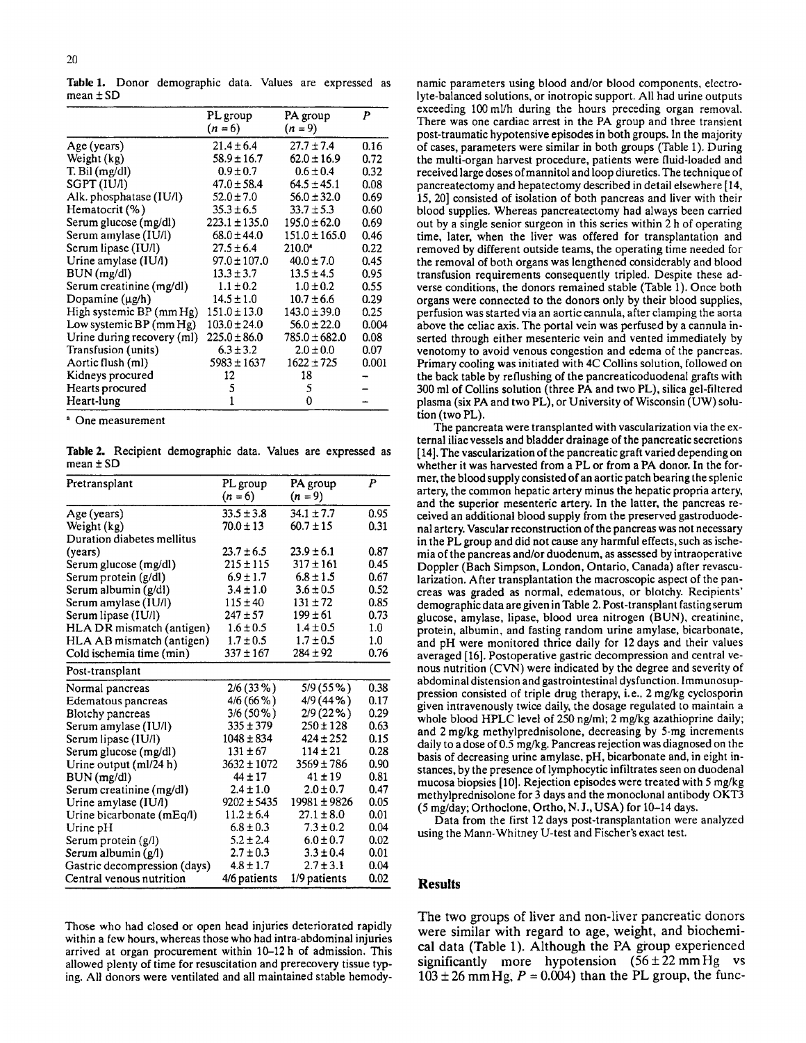**Table 1.** Donor demographic data. Values are expressed as mean ± SD

| | PL group ($n = 6$) | PA group ($n = 9$) | $P$ |
|---|---|---|---|
| Age (years) | 21.4 ± 6.4 | 27.7 ± 7.4 | 0.16 |
| Weight (kg) | 58.9 ± 16.7 | 62.0 ± 16.9 | 0.72 |
| T. Bil (mg/dl) | 0.9 ± 0.7 | 0.6 ± 0.4 | 0.32 |
| SGPT (IU/l) | 47.0 ± 58.4 | 64.5 ± 45.1 | 0.08 |
| Alk. phosphatase (IU/l) | 52.0 ± 7.0 | 56.0 ± 32.0 | 0.69 |
| Hematocrit (%) | 35.3 ± 6.5 | 33.7 ± 5.3 | 0.60 |
| Serum glucose (mg/dl) | 223.1 ± 135.0 | 195.0 ± 62.0 | 0.69 |
| Serum amylase (IU/l) | 68.0 ± 44.0 | 151.0 ± 165.0 | 0.46 |
| Serum lipase (IU/l) | 27.5 ± 6.4 | 210.0[a] | 0.22 |
| Urine amylase (IU/l) | 97.0 ± 107.0 | 40.0 ± 7.0 | 0.45 |
| BUN (mg/dl) | 13.3 ± 3.7 | 13.5 ± 4.5 | 0.95 |
| Serum creatinine (mg/dl) | 1.1 ± 0.2 | 1.0 ± 0.2 | 0.55 |
| Dopamine (μg/h) | 14.5 ± 1.0 | 10.7 ± 6.6 | 0.29 |
| High systemic BP (mm Hg) | 151.0 ± 13.0 | 143.0 ± 39.0 | 0.25 |
| Low systemic BP (mm Hg) | 103.0 ± 24.0 | 56.0 ± 22.0 | 0.004 |
| Urine during recovery (ml) | 225.0 ± 86.0 | 785.0 ± 682.0 | 0.08 |
| Transfusion (units) | 6.3 ± 3.2 | 2.0 ± 0.0 | 0.07 |
| Aortic flush (ml) | 5983 ± 1637 | 1622 ± 725 | 0.001 |
| Kidneys procured | 12 | 18 | – |
| Hearts procured | 5 | 5 | – |
| Heart-lung | 1 | 0 | – |

[a] One measurement

**Table 2.** Recipient demographic data. Values are expressed as mean ± SD

| Pretransplant | PL group ($n = 6$) | PA group ($n = 9$) | $P$ |
|---|---|---|---|
| Age (years) | 33.5 ± 3.8 | 34.1 ± 7.7 | 0.95 |
| Weight (kg) | 70.0 ± 13 | 60.7 ± 15 | 0.31 |
| Duration diabetes mellitus (years) | 23.7 ± 6.5 | 23.9 ± 6.1 | 0.87 |
| Serum glucose (mg/dl) | 215 ± 115 | 317 ± 161 | 0.45 |
| Serum protein (g/dl) | 6.9 ± 1.7 | 6.8 ± 1.5 | 0.67 |
| Serum albumin (g/dl) | 3.4 ± 1.0 | 3.6 ± 0.5 | 0.52 |
| Serum amylase (IU/l) | 115 ± 40 | 131 ± 72 | 0.85 |
| Serum lipase (IU/l) | 247 ± 57 | 199 ± 61 | 0.73 |
| HLA DR mismatch (antigen) | 1.6 ± 0.5 | 1.4 ± 0.5 | 1.0 |
| HLA AB mismatch (antigen) | 1.7 ± 0.5 | 1.7 ± 0.5 | 1.0 |
| Cold ischemia time (min) | 337 ± 167 | 284 ± 92 | 0.76 |
| **Post-transplant** | | | |
| Normal pancreas | 2/6 (33%) | 5/9 (55%) | 0.38 |
| Edematous pancreas | 4/6 (66%) | 4/9 (44%) | 0.17 |
| Blotchy pancreas | 3/6 (50%) | 2/9 (22%) | 0.29 |
| Serum amylase (IU/l) | 335 ± 379 | 250 ± 128 | 0.63 |
| Serum lipase (IU/l) | 1048 ± 834 | 424 ± 252 | 0.15 |
| Serum glucose (mg/dl) | 131 ± 67 | 114 ± 21 | 0.28 |
| Urine output (ml/24 h) | 3632 ± 1072 | 3569 ± 786 | 0.90 |
| BUN (mg/dl) | 44 ± 17 | 41 ± 19 | 0.81 |
| Serum creatinine (mg/dl) | 2.4 ± 1.0 | 2.0 ± 0.7 | 0.47 |
| Urine amylase (IU/l) | 9202 ± 5435 | 19981 ± 9826 | 0.05 |
| Urine bicarbonate (mEq/l) | 11.2 ± 6.4 | 27.1 ± 8.0 | 0.01 |
| Urine pH | 6.8 ± 0.3 | 7.3 ± 0.2 | 0.04 |
| Serum protein (g/l) | 5.2 ± 2.4 | 6.0 ± 0.7 | 0.02 |
| Serum albumin (g/l) | 2.7 ± 0.3 | 3.3 ± 0.4 | 0.01 |
| Gastric decompression (days) | 4.8 ± 1.7 | 2.7 ± 3.1 | 0.04 |
| Central venous nutrition | 4/6 patients | 1/9 patients | 0.02 |

Those who had closed or open head injuries deteriorated rapidly within a few hours, whereas those who had intra-abdominal injuries arrived at organ procurement within 10–12 h of admission. This allowed plenty of time for resuscitation and prerecovery tissue typing. All donors were ventilated and all maintained stable hemodynamic parameters using blood and/or blood components, electrolyte-balanced solutions, or inotropic support. All had urine outputs exceeding 100 ml/h during the hours preceding organ removal. There was one cardiac arrest in the PA group and three transient post-traumatic hypotensive episodes in both groups. In the majority of cases, parameters were similar in both groups (Table 1). During the multi-organ harvest procedure, patients were fluid-loaded and received large doses of mannitol and loop diuretics. The technique of pancreatectomy and hepatectomy described in detail elsewhere [14, 15, 20] consisted of isolation of both pancreas and liver with their blood supplies. Whereas pancreatectomy had always been carried out by a single senior surgeon in this series within 2 h of operating time, later, when the liver was offered for transplantation and removed by different outside teams, the operating time needed for the removal of both organs was lengthened considerably and blood transfusion requirements consequently tripled. Despite these adverse conditions, the donors remained stable (Table 1). Once both organs were connected to the donors only by their blood supplies, perfusion was started via an aortic cannula, after clamping the aorta above the celiac axis. The portal vein was perfused by a cannula inserted through either mesenteric vein and vented immediately by venotomy to avoid venous congestion and edema of the pancreas. Primary cooling was initiated with 4C Collins solution, followed on the back table by reflushing of the pancreaticoduodenal grafts with 300 ml of Collins solution (three PA and two PL), silica gel-filtered plasma (six PA and two PL), or University of Wisconsin (UW) solution (two PL).

The pancreata were transplanted with vascularization via the external iliac vessels and bladder drainage of the pancreatic secretions [14]. The vascularization of the pancreatic graft varied depending on whether it was harvested from a PL or from a PA donor. In the former, the blood supply consisted of an aortic patch bearing the splenic artery, the common hepatic artery minus the hepatic propria artery, and the superior mesenteric artery. In the latter, the pancreas received an additional blood supply from the preserved gastroduodenal artery. Vascular reconstruction of the pancreas was not necessary in the PL group and did not cause any harmful effects, such as ischemia of the pancreas and/or duodenum, as assessed by intraoperative Doppler (Bach Simpson, London, Ontario, Canada) after revascularization. After transplantation the macroscopic aspect of the pancreas was graded as normal, edematous, or blotchy. Recipients' demographic data are given in Table 2. Post-transplant fasting serum glucose, amylase, lipase, blood urea nitrogen (BUN), creatinine, protein, albumin, and fasting random urine amylase, bicarbonate, and pH were monitored thrice daily for 12 days and their values averaged [16]. Postoperative gastric decompression and central venous nutrition (CVN) were indicated by the degree and severity of abdominal distension and gastrointestinal dysfunction. Immunosuppression consisted of triple drug therapy, i.e., 2 mg/kg cyclosporin given intravenously twice daily, the dosage regulated to maintain a whole blood HPLC level of 250 ng/ml; 2 mg/kg azathioprine daily; and 2 mg/kg methylprednisolone, decreasing by 5-mg increments daily to a dose of 0.5 mg/kg. Pancreas rejection was diagnosed on the basis of decreasing urine amylase, pH, bicarbonate and, in eight instances, by the presence of lymphocytic infiltrates seen on duodenal mucosa biopsies [10]. Rejection episodes were treated with 5 mg/kg methylprednisolone for 3 days and the monoclonal antibody OKT3 (5 mg/day; Orthoclone, Ortho, N.J., USA) for 10–14 days.

Data from the first 12 days post-transplantation were analyzed using the Mann-Whitney U-test and Fischer's exact test.

## Results

The two groups of liver and non-liver pancreatic donors were similar with regard to age, weight, and biochemical data (Table 1). Although the PA group experienced significantly more hypotension (56 ± 22 mm Hg vs 103 ± 26 mm Hg, $P = 0.004$) than the PL group, the func-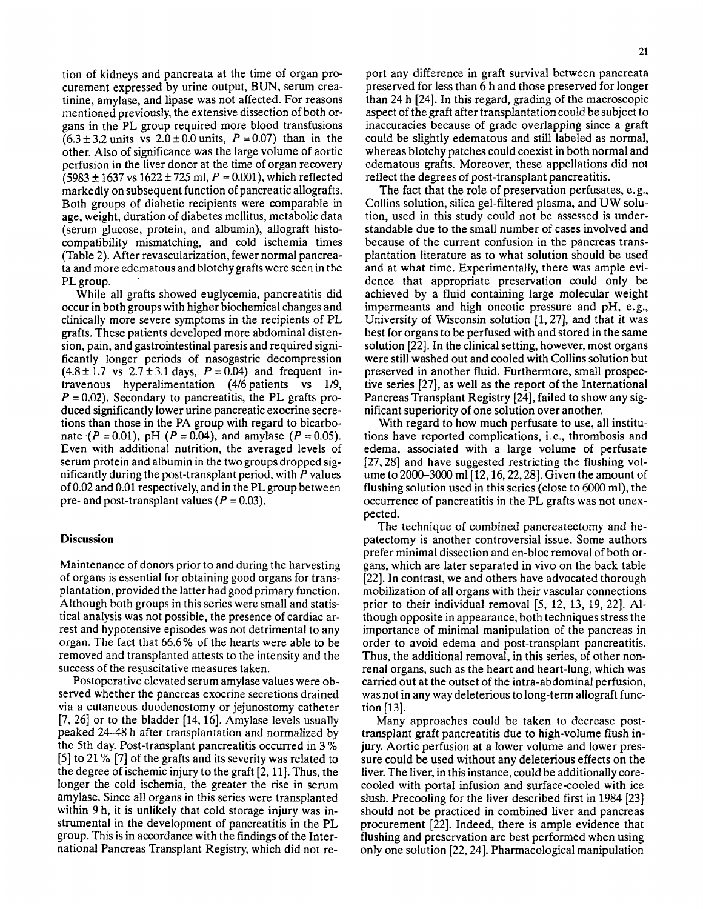tion of kidneys and pancreata at the time of organ procurement expressed by urine output, BUN, serum creatinine, amylase, and lipase was not affected. For reasons mentioned previously, the extensive dissection of both organs in the PL group required more blood transfusions ($6.3 \pm 3.2$ units vs $2.0 \pm 0.0$ units, $P = 0.07$) than in the other. Also of significance was the large volume of aortic perfusion in the liver donor at the time of organ recovery ($5983 \pm 1637$ vs $1622 \pm 725$ ml, $P = 0.001$), which reflected markedly on subsequent function of pancreatic allografts. Both groups of diabetic recipients were comparable in age, weight, duration of diabetes mellitus, metabolic data (serum glucose, protein, and albumin), allograft histocompatibility mismatching, and cold ischemia times (Table 2). After revascularization, fewer normal pancreata and more edematous and blotchy grafts were seen in the PL group.

While all grafts showed euglycemia, pancreatitis did occur in both groups with higher biochemical changes and clinically more severe symptoms in the recipients of PL grafts. These patients developed more abdominal distension, pain, and gastrointestinal paresis and required significantly longer periods of nasogastric decompression ($4.8 \pm 1.7$ vs $2.7 \pm 3.1$ days, $P = 0.04$) and frequent intravenous hyperalimentation (4/6 patients vs 1/9, $P = 0.02$). Secondary to pancreatitis, the PL grafts produced significantly lower urine pancreatic exocrine secretions than those in the PA group with regard to bicarbonate ($P = 0.01$), pH ($P = 0.04$), and amylase ($P = 0.05$). Even with additional nutrition, the averaged levels of serum protein and albumin in the two groups dropped significantly during the post-transplant period, with $P$ values of 0.02 and 0.01 respectively, and in the PL group between pre- and post-transplant values ($P = 0.03$).

## Discussion

Maintenance of donors prior to and during the harvesting of organs is essential for obtaining good organs for transplantation, provided the latter had good primary function. Although both groups in this series were small and statistical analysis was not possible, the presence of cardiac arrest and hypotensive episodes was not detrimental to any organ. The fact that 66.6% of the hearts were able to be removed and transplanted attests to the intensity and the success of the resuscitative measures taken.

Postoperative elevated serum amylase values were observed whether the pancreas exocrine secretions drained via a cutaneous duodenostomy or jejunostomy catheter [7, 26] or to the bladder [14, 16]. Amylase levels usually peaked 24–48 h after transplantation and normalized by the 5th day. Post-transplant pancreatitis occurred in 3% [5] to 21% [7] of the grafts and its severity was related to the degree of ischemic injury to the graft [2, 11]. Thus, the longer the cold ischemia, the greater the rise in serum amylase. Since all organs in this series were transplanted within 9 h, it is unlikely that cold storage injury was instrumental in the development of pancreatitis in the PL group. This is in accordance with the findings of the International Pancreas Transplant Registry, which did not report any difference in graft survival between pancreata preserved for less than 6 h and those preserved for longer than 24 h [24]. In this regard, grading of the macroscopic aspect of the graft after transplantation could be subject to inaccuracies because of grade overlapping since a graft could be slightly edematous and still labeled as normal, whereas blotchy patches could coexist in both normal and edematous grafts. Moreover, these appellations did not reflect the degrees of post-transplant pancreatitis.

The fact that the role of preservation perfusates, e.g., Collins solution, silica gel-filtered plasma, and UW solution, used in this study could not be assessed is understandable due to the small number of cases involved and because of the current confusion in the pancreas transplantation literature as to what solution should be used and at what time. Experimentally, there was ample evidence that appropriate preservation could only be achieved by a fluid containing large molecular weight impermeants and high oncotic pressure and pH, e.g., University of Wisconsin solution [1, 27], and that it was best for organs to be perfused with and stored in the same solution [22]. In the clinical setting, however, most organs were still washed out and cooled with Collins solution but preserved in another fluid. Furthermore, small prospective series [27], as well as the report of the International Pancreas Transplant Registry [24], failed to show any significant superiority of one solution over another.

With regard to how much perfusate to use, all institutions have reported complications, i.e., thrombosis and edema, associated with a large volume of perfusate [27, 28] and have suggested restricting the flushing volume to 2000–3000 ml [12, 16, 22, 28]. Given the amount of flushing solution used in this series (close to 6000 ml), the occurrence of pancreatitis in the PL grafts was not unexpected.

The technique of combined pancreatectomy and hepatectomy is another controversial issue. Some authors prefer minimal dissection and en-bloc removal of both organs, which are later separated in vivo on the back table [22]. In contrast, we and others have advocated thorough mobilization of all organs with their vascular connections prior to their individual removal [5, 12, 13, 19, 22]. Although opposite in appearance, both techniques stress the importance of minimal manipulation of the pancreas in order to avoid edema and post-transplant pancreatitis. Thus, the additional removal, in this series, of other nonrenal organs, such as the heart and heart-lung, which was carried out at the outset of the intra-abdominal perfusion, was not in any way deleterious to long-term allograft function [13].

Many approaches could be taken to decrease post-transplant graft pancreatitis due to high-volume flush injury. Aortic perfusion at a lower volume and lower pressure could be used without any deleterious effects on the liver. The liver, in this instance, could be additionally core-cooled with portal infusion and surface-cooled with ice slush. Precooling for the liver described first in 1984 [23] should not be practiced in combined liver and pancreas procurement [22]. Indeed, there is ample evidence that flushing and preservation are best performed when using only one solution [22, 24]. Pharmacological manipulation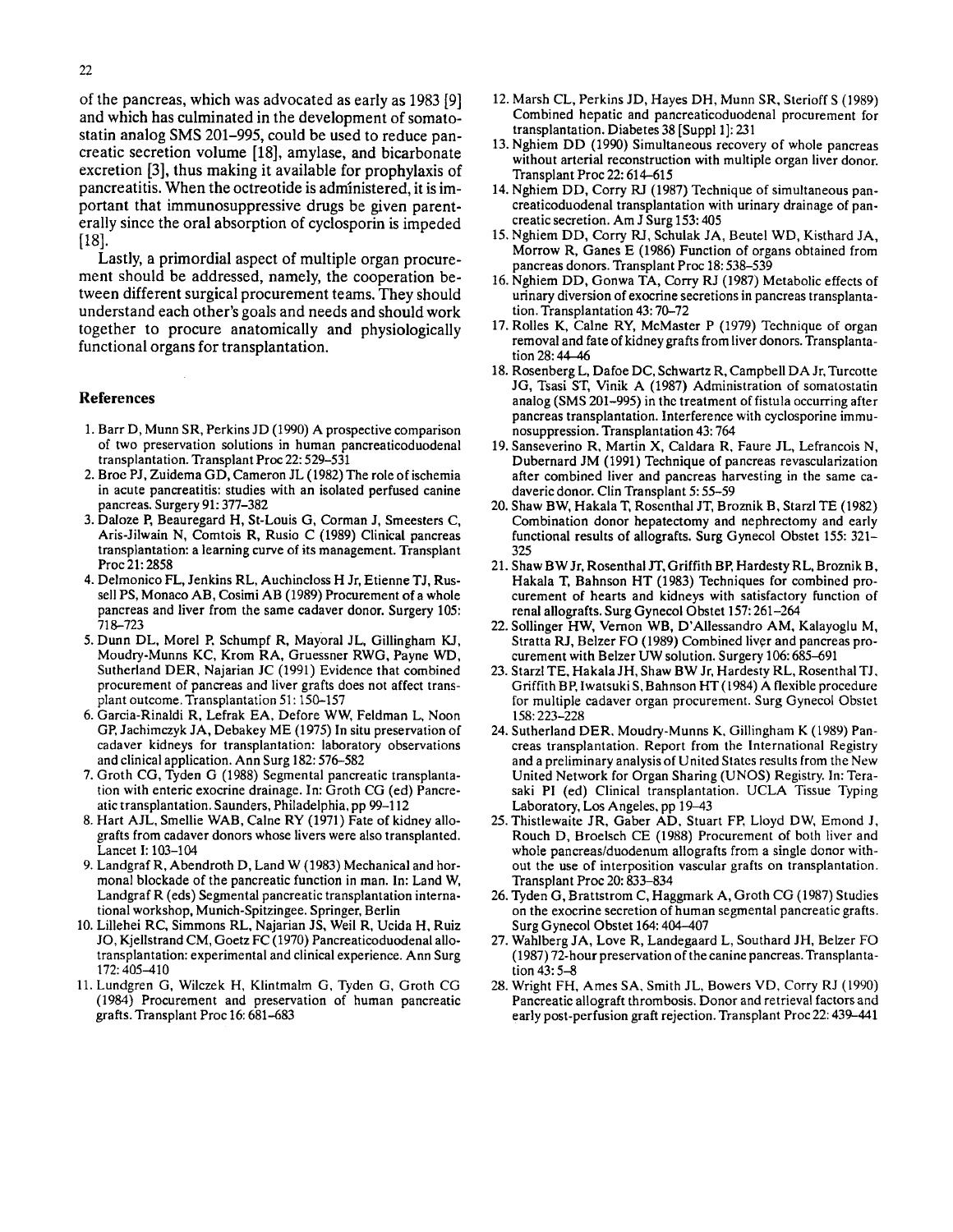of the pancreas, which was advocated as early as 1983 [9] and which has culminated in the development of somatostatin analog SMS 201–995, could be used to reduce pancreatic secretion volume [18], amylase, and bicarbonate excretion [3], thus making it available for prophylaxis of pancreatitis. When the octreotide is administered, it is important that immunosuppressive drugs be given parenterally since the oral absorption of cyclosporin is impeded [18].

Lastly, a primordial aspect of multiple organ procurement should be addressed, namely, the cooperation between different surgical procurement teams. They should understand each other's goals and needs and should work together to procure anatomically and physiologically functional organs for transplantation.

## References

1. Barr D, Munn SR, Perkins JD (1990) A prospective comparison of two preservation solutions in human pancreaticoduodenal transplantation. Transplant Proc 22: 529–531
2. Broe PJ, Zuidema GD, Cameron JL (1982) The role of ischemia in acute pancreatitis: studies with an isolated perfused canine pancreas. Surgery 91: 377–382
3. Daloze P, Beauregard H, St-Louis G, Corman J, Smeesters C, Aris-Jilwain N, Comtois R, Rusio C (1989) Clinical pancreas transplantation: a learning curve of its management. Transplant Proc 21: 2858
4. Delmonico FL, Jenkins RL, Auchincloss H Jr, Etienne TJ, Russell PS, Monaco AB, Cosimi AB (1989) Procurement of a whole pancreas and liver from the same cadaver donor. Surgery 105: 718–723
5. Dunn DL, Morel P, Schumpf R, Mayoral JL, Gillingham KJ, Moudry-Munns KC, Krom RA, Gruessner RWG, Payne WD, Sutherland DER, Najarian JC (1991) Evidence that combined procurement of pancreas and liver grafts does not affect transplant outcome. Transplantation 51: 150–157
6. Garcia-Rinaldi R, Lefrak EA, Defore WW, Feldman L, Noon GP, Jachimczyk JA, Debakey ME (1975) In situ preservation of cadaver kidneys for transplantation: laboratory observations and clinical application. Ann Surg 182: 576–582
7. Groth CG, Tyden G (1988) Segmental pancreatic transplantation with enteric exocrine drainage. In: Groth CG (ed) Pancreatic transplantation. Saunders, Philadelphia, pp 99–112
8. Hart AJL, Smellie WAB, Calne RY (1971) Fate of kidney allografts from cadaver donors whose livers were also transplanted. Lancet I: 103–104
9. Landgraf R, Abendroth D, Land W (1983) Mechanical and hormonal blockade of the pancreatic function in man. In: Land W, Landgraf R (eds) Segmental pancreatic transplantation international workshop, Munich-Spitzingee. Springer, Berlin
10. Lillehei RC, Simmons RL, Najarian JS, Weil R, Ucida H, Ruiz JO, Kjellstrand CM, Goetz FC (1970) Pancreaticoduodenal allotransplantation: experimental and clinical experience. Ann Surg 172: 405–410
11. Lundgren G, Wilczek H, Klintmalm G, Tyden G, Groth CG (1984) Procurement and preservation of human pancreatic grafts. Transplant Proc 16: 681–683
12. Marsh CL, Perkins JD, Hayes DH, Munn SR, Sterioff S (1989) Combined hepatic and pancreaticoduodenal procurement for transplantation. Diabetes 38 [Suppl 1]: 231
13. Nghiem DD (1990) Simultaneous recovery of whole pancreas without arterial reconstruction with multiple organ liver donor. Transplant Proc 22: 614–615
14. Nghiem DD, Corry RJ (1987) Technique of simultaneous pancreaticoduodenal transplantation with urinary drainage of pancreatic secretion. Am J Surg 153: 405
15. Nghiem DD, Corry RJ, Schulak JA, Beutel WD, Kisthard JA, Morrow R, Ganes E (1986) Function of organs obtained from pancreas donors. Transplant Proc 18: 538–539
16. Nghiem DD, Gonwa TA, Corry RJ (1987) Metabolic effects of urinary diversion of exocrine secretions in pancreas transplantation. Transplantation 43: 70–72
17. Rolles K, Calne RY, McMaster P (1979) Technique of organ removal and fate of kidney grafts from liver donors. Transplantation 28: 44–46
18. Rosenberg L, Dafoe DC, Schwartz R, Campbell DA Jr, Turcotte JG, Tsasi ST, Vinik A (1987) Administration of somatostatin analog (SMS 201–995) in the treatment of fistula occurring after pancreas transplantation. Interference with cyclosporine immunosuppression. Transplantation 43: 764
19. Sanseverino R, Martin X, Caldara R, Faure JL, Lefrancois N, Dubernard JM (1991) Technique of pancreas revascularization after combined liver and pancreas harvesting in the same cadaveric donor. Clin Transplant 5: 55–59
20. Shaw BW, Hakala T, Rosenthal JT, Broznik B, Starzl TE (1982) Combination donor hepatectomy and nephrectomy and early functional results of allografts. Surg Gynecol Obstet 155: 321–325
21. Shaw BW Jr, Rosenthal JT, Griffith BP, Hardesty RL, Broznik B, Hakala T, Bahnson HT (1983) Techniques for combined procurement of hearts and kidneys with satisfactory function of renal allografts. Surg Gynecol Obstet 157: 261–264
22. Sollinger HW, Vernon WB, D'Allessandro AM, Kalayoglu M, Stratta RJ, Belzer FO (1989) Combined liver and pancreas procurement with Belzer UW solution. Surgery 106: 685–691
23. Starzl TE, Hakala JH, Shaw BW Jr, Hardesty RL, Rosenthal TJ, Griffith BP, Iwatsuki S, Bahnson HT (1984) A flexible procedure for multiple cadaver organ procurement. Surg Gynecol Obstet 158: 223–228
24. Sutherland DER, Moudry-Munns K, Gillingham K (1989) Pancreas transplantation. Report from the International Registry and a preliminary analysis of United States results from the New United Network for Organ Sharing (UNOS) Registry. In: Terasaki PI (ed) Clinical transplantation. UCLA Tissue Typing Laboratory, Los Angeles, pp 19–43
25. Thistlewaite JR, Gaber AD, Stuart FP, Lloyd DW, Emond J, Rouch D, Broelsch CE (1988) Procurement of both liver and whole pancreas/duodenum allografts from a single donor without the use of interposition vascular grafts on transplantation. Transplant Proc 20: 833–834
26. Tyden G, Brattstrom C, Haggmark A, Groth CG (1987) Studies on the exocrine secretion of human segmental pancreatic grafts. Surg Gynecol Obstet 164: 404–407
27. Wahlberg JA, Love R, Landegaard L, Southard JH, Belzer FO (1987) 72-hour preservation of the canine pancreas. Transplantation 43: 5–8
28. Wright FH, Ames SA, Smith JL, Bowers VD, Corry RJ (1990) Pancreatic allograft thrombosis. Donor and retrieval factors and early post-perfusion graft rejection. Transplant Proc 22: 439–441